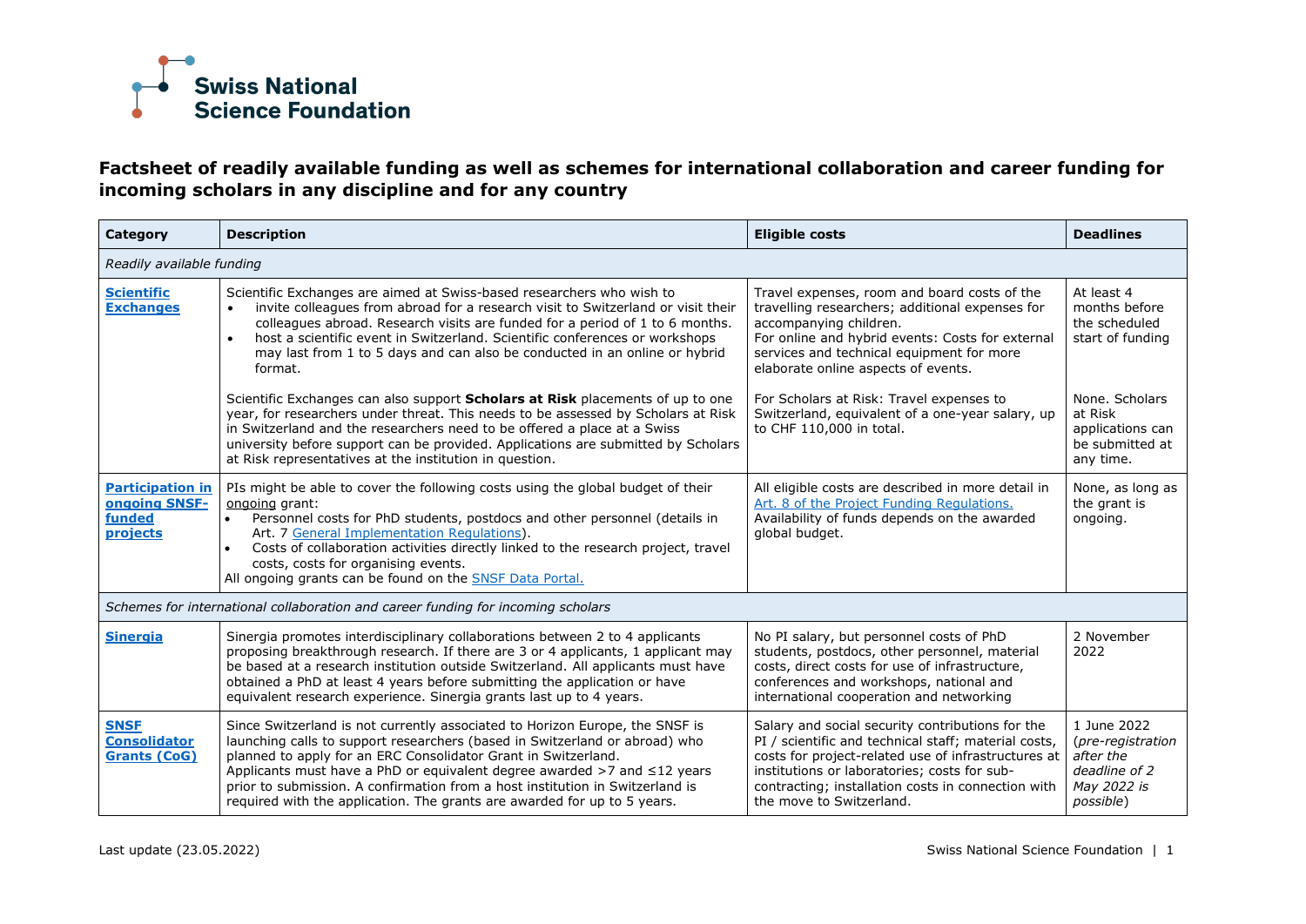# Factsheet of readily available funding as well as schemes for international collaboration and career funding for incoming scholars in any discipline and for any country

| Category | Description | Eligible costs | Deadlines |
|---|---|---|---|
| *Readily available funding* | | | |
| **Scientific Exchanges** | Scientific Exchanges are aimed at Swiss-based researchers who wish to<br>• invite colleagues from abroad for a research visit to Switzerland or visit their colleagues abroad. Research visits are funded for a period of 1 to 6 months.<br>• host a scientific event in Switzerland. Scientific conferences or workshops may last from 1 to 5 days and can also be conducted in an online or hybrid format. | Travel expenses, room and board costs of the travelling researchers; additional expenses for accompanying children.<br>For online and hybrid events: Costs for external services and technical equipment for more elaborate online aspects of events. | At least 4 months before the scheduled start of funding |
| | Scientific Exchanges can also support **Scholars at Risk** placements of up to one year, for researchers under threat. This needs to be assessed by Scholars at Risk in Switzerland and the researchers need to be offered a place at a Swiss university before support can be provided. Applications are submitted by Scholars at Risk representatives at the institution in question. | For Scholars at Risk: Travel expenses to Switzerland, equivalent of a one-year salary, up to CHF 110,000 in total. | None. Scholars at Risk applications can be submitted at any time. |
| **Participation in ongoing SNSF-funded projects** | PIs might be able to cover the following costs using the global budget of their ongoing grant:<br>• Personnel costs for PhD students, postdocs and other personnel (details in Art. 7 General Implementation Regulations).<br>• Costs of collaboration activities directly linked to the research project, travel costs, costs for organising events.<br>All ongoing grants can be found on the SNSF Data Portal. | All eligible costs are described in more detail in Art. 8 of the Project Funding Regulations.<br>Availability of funds depends on the awarded global budget. | None, as long as the grant is ongoing. |
| *Schemes for international collaboration and career funding for incoming scholars* | | | |
| **Sinergia** | Sinergia promotes interdisciplinary collaborations between 2 to 4 applicants proposing breakthrough research. If there are 3 or 4 applicants, 1 applicant may be based at a research institution outside Switzerland. All applicants must have obtained a PhD at least 4 years before submitting the application or have equivalent research experience. Sinergia grants last up to 4 years. | No PI salary, but personnel costs of PhD students, postdocs, other personnel, material costs, direct costs for use of infrastructure, conferences and workshops, national and international cooperation and networking | 2 November 2022 |
| **SNSF Consolidator Grants (CoG)** | Since Switzerland is not currently associated to Horizon Europe, the SNSF is launching calls to support researchers (based in Switzerland or abroad) who planned to apply for an ERC Consolidator Grant in Switzerland.<br>Applicants must have a PhD or equivalent degree awarded >7 and ≤12 years prior to submission. A confirmation from a host institution in Switzerland is required with the application. The grants are awarded for up to 5 years. | Salary and social security contributions for the PI / scientific and technical staff; material costs, costs for project-related use of infrastructures at institutions or laboratories; costs for sub-contracting; installation costs in connection with the move to Switzerland. | 1 June 2022 (*pre-registration after the deadline of 2 May 2022 is possible*) |

Last update (23.05.2022)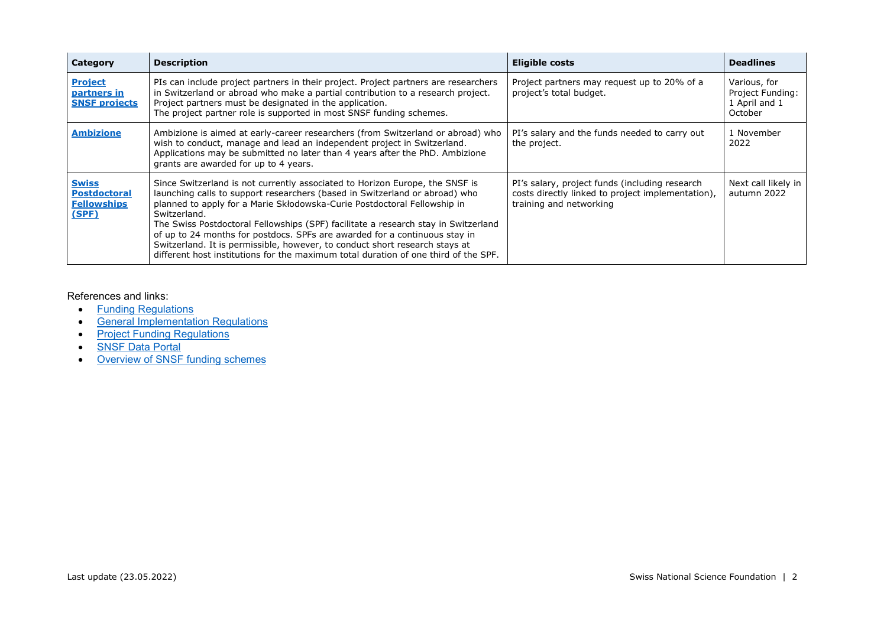| Category | Description | Eligible costs | Deadlines |
| --- | --- | --- | --- |
| **Project partners in SNSF projects** | PIs can include project partners in their project. Project partners are researchers in Switzerland or abroad who make a partial contribution to a research project. Project partners must be designated in the application. The project partner role is supported in most SNSF funding schemes. | Project partners may request up to 20% of a project's total budget. | Various, for Project Funding: 1 April and 1 October |
| **Ambizione** | Ambizione is aimed at early-career researchers (from Switzerland or abroad) who wish to conduct, manage and lead an independent project in Switzerland. Applications may be submitted no later than 4 years after the PhD. Ambizione grants are awarded for up to 4 years. | PI's salary and the funds needed to carry out the project. | 1 November 2022 |
| **Swiss Postdoctoral Fellowships (SPF)** | Since Switzerland is not currently associated to Horizon Europe, the SNSF is launching calls to support researchers (based in Switzerland or abroad) who planned to apply for a Marie Skłodowska-Curie Postdoctoral Fellowship in Switzerland. The Swiss Postdoctoral Fellowships (SPF) facilitate a research stay in Switzerland of up to 24 months for postdocs. SPFs are awarded for a continuous stay in Switzerland. It is permissible, however, to conduct short research stays at different host institutions for the maximum total duration of one third of the SPF. | PI's salary, project funds (including research costs directly linked to project implementation), training and networking | Next call likely in autumn 2022 |

References and links:

- Funding Regulations
- General Implementation Regulations
- Project Funding Regulations
- SNSF Data Portal
- Overview of SNSF funding schemes

Last update (23.05.2022)